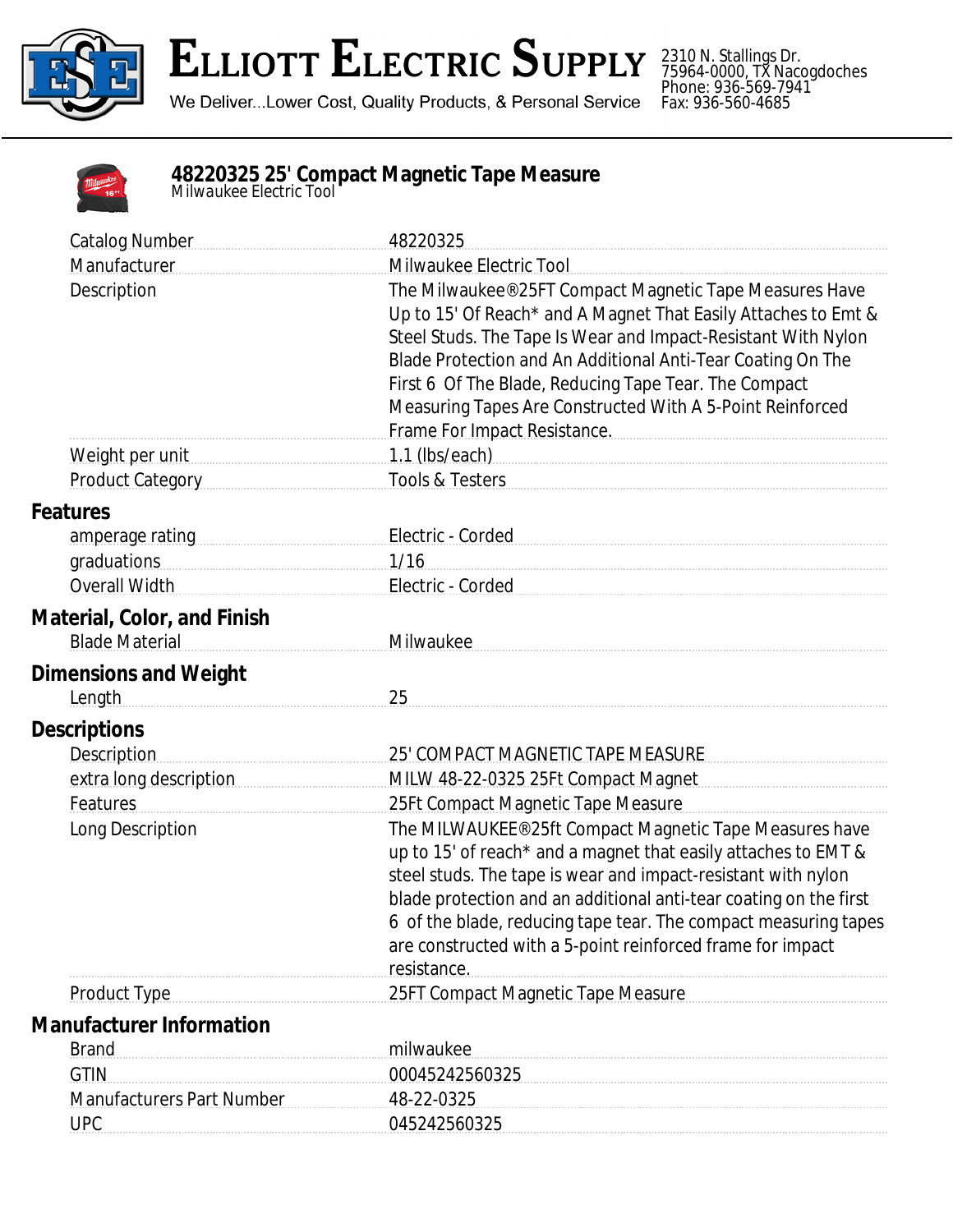# Elliott Electric Supply

We Deliver...Lower Cost, Quality Products, & Personal Service

2310 N. Stallings Dr.
75964-0000, TX Nacogdoches
Phone: 936-569-7941
Fax: 936-560-4685

## 48220325 25' Compact Magnetic Tape Measure

*Milwaukee Electric Tool*

| | |
|---|---|
| Catalog Number | 48220325 |
| Manufacturer | Milwaukee Electric Tool |
| Description | The Milwaukee®25FT Compact Magnetic Tape Measures Have Up to 15' Of Reach* and A Magnet That Easily Attaches to Emt & Steel Studs. The Tape Is Wear and Impact-Resistant With Nylon Blade Protection and An Additional Anti-Tear Coating On The First 6 Of The Blade, Reducing Tape Tear. The Compact Measuring Tapes Are Constructed With A 5-Point Reinforced Frame For Impact Resistance. |
| Weight per unit | 1.1 (lbs/each) |
| Product Category | Tools & Testers |

### Features

| | |
|---|---|
| amperage rating | Electric - Corded |
| graduations | 1/16 |
| Overall Width | Electric - Corded |

### Material, Color, and Finish

| | |
|---|---|
| Blade Material | Milwaukee |

### Dimensions and Weight

| | |
|---|---|
| Length | 25 |

### Descriptions

| | |
|---|---|
| Description | 25' COMPACT MAGNETIC TAPE MEASURE |
| extra long description | MILW 48-22-0325 25Ft Compact Magnet |
| Features | 25Ft Compact Magnetic Tape Measure |
| Long Description | The MILWAUKEE®25ft Compact Magnetic Tape Measures have up to 15' of reach* and a magnet that easily attaches to EMT & steel studs. The tape is wear and impact-resistant with nylon blade protection and an additional anti-tear coating on the first 6 of the blade, reducing tape tear. The compact measuring tapes are constructed with a 5-point reinforced frame for impact resistance. |
| Product Type | 25FT Compact Magnetic Tape Measure |

### Manufacturer Information

| | |
|---|---|
| Brand | milwaukee |
| GTIN | 00045242560325 |
| Manufacturers Part Number | 48-22-0325 |
| UPC | 045242560325 |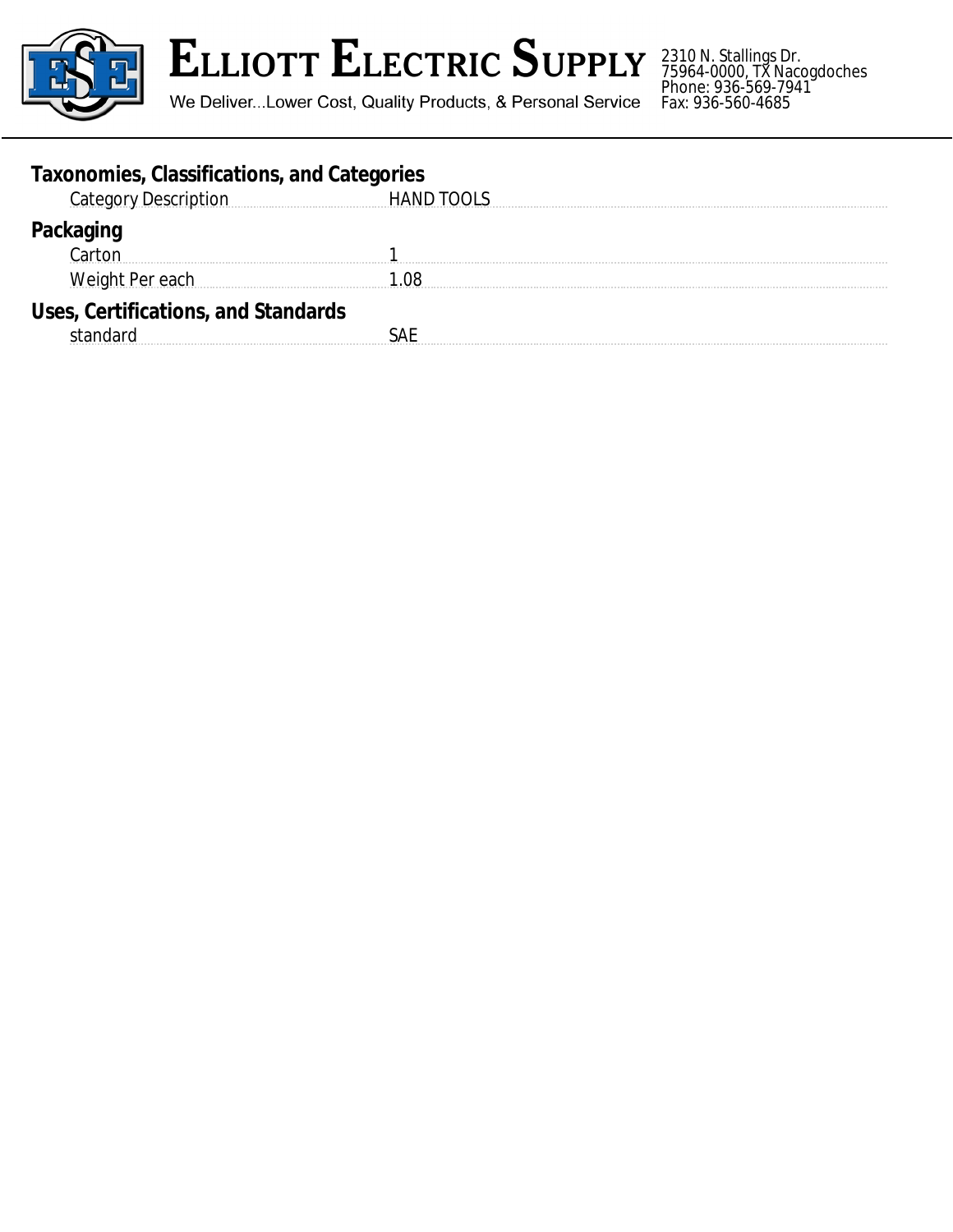## Taxonomies, Classifications, and Categories

| | |
|---|---|
| Category Description | HAND TOOLS |

## Packaging

| | |
|---|---|
| Carton | 1 |
| Weight Per each | 1.08 |

## Uses, Certifications, and Standards

| | |
|---|---|
| standard | SAE |